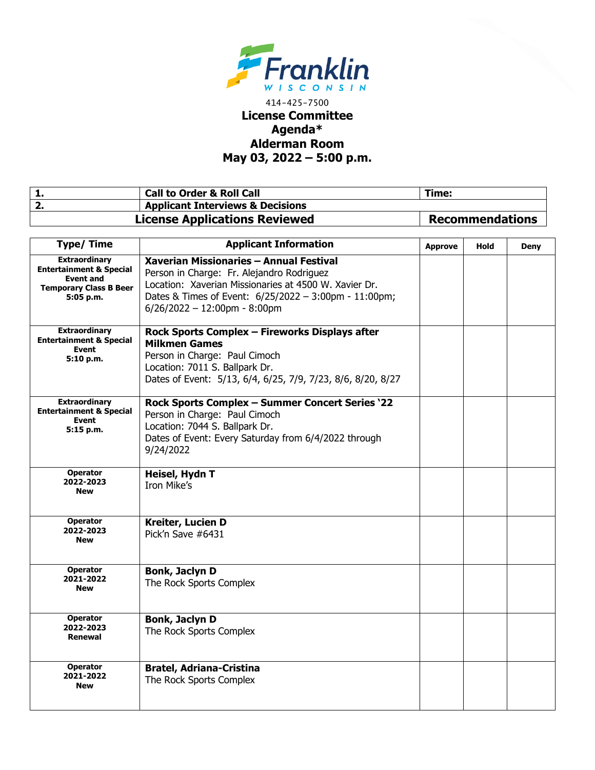Franklin
WISCONSIN

414-425-7500

# License Committee
# Agenda*
# Alderman Room
# May 03, 2022 – 5:00 p.m.

| | | |
|---|---|---|
| **1.** | **Call to Order & Roll Call** | **Time:** |
| **2.** | **Applicant Interviews & Decisions** | |
| **License Applications Reviewed** | | **Recommendations** |

| Type/ Time | Applicant Information | Approve | Hold | Deny |
|---|---|---|---|---|
| **Extraordinary Entertainment & Special Event and Temporary Class B Beer 5:05 p.m.** | **Xaverian Missionaries – Annual Festival** Person in Charge: Fr. Alejandro Rodriguez Location: Xaverian Missionaries at 4500 W. Xavier Dr. Dates & Times of Event: 6/25/2022 – 3:00pm - 11:00pm; 6/26/2022 – 12:00pm - 8:00pm | | | |
| **Extraordinary Entertainment & Special Event 5:10 p.m.** | **Rock Sports Complex – Fireworks Displays after Milkmen Games** Person in Charge: Paul Cimoch Location: 7011 S. Ballpark Dr. Dates of Event: 5/13, 6/4, 6/25, 7/9, 7/23, 8/6, 8/20, 8/27 | | | |
| **Extraordinary Entertainment & Special Event 5:15 p.m.** | **Rock Sports Complex – Summer Concert Series '22** Person in Charge: Paul Cimoch Location: 7044 S. Ballpark Dr. Dates of Event: Every Saturday from 6/4/2022 through 9/24/2022 | | | |
| **Operator 2022-2023 New** | **Heisel, Hydn T** Iron Mike's | | | |
| **Operator 2022-2023 New** | **Kreiter, Lucien D** Pick'n Save #6431 | | | |
| **Operator 2021-2022 New** | **Bonk, Jaclyn D** The Rock Sports Complex | | | |
| **Operator 2022-2023 Renewal** | **Bonk, Jaclyn D** The Rock Sports Complex | | | |
| **Operator 2021-2022 New** | **Bratel, Adriana-Cristina** The Rock Sports Complex | | | |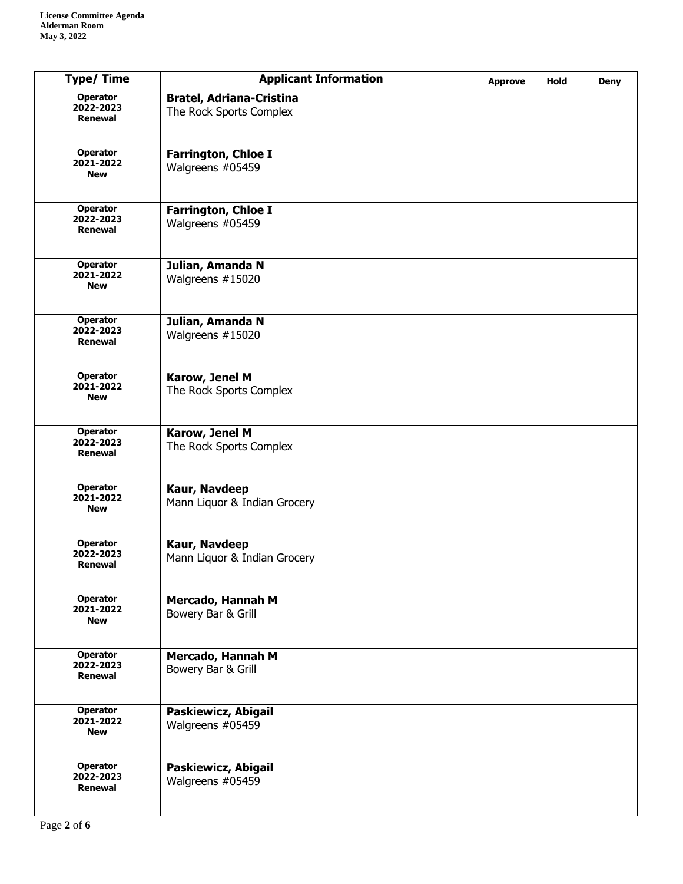License Committee Agenda
Alderman Room
May 3, 2022

| Type/ Time | Applicant Information | Approve | Hold | Deny |
|---|---|---|---|---|
| **Operator 2022-2023 Renewal** | **Bratel, Adriana-Cristina** The Rock Sports Complex | | | |
| **Operator 2021-2022 New** | **Farrington, Chloe I** Walgreens #05459 | | | |
| **Operator 2022-2023 Renewal** | **Farrington, Chloe I** Walgreens #05459 | | | |
| **Operator 2021-2022 New** | **Julian, Amanda N** Walgreens #15020 | | | |
| **Operator 2022-2023 Renewal** | **Julian, Amanda N** Walgreens #15020 | | | |
| **Operator 2021-2022 New** | **Karow, Jenel M** The Rock Sports Complex | | | |
| **Operator 2022-2023 Renewal** | **Karow, Jenel M** The Rock Sports Complex | | | |
| **Operator 2021-2022 New** | **Kaur, Navdeep** Mann Liquor & Indian Grocery | | | |
| **Operator 2022-2023 Renewal** | **Kaur, Navdeep** Mann Liquor & Indian Grocery | | | |
| **Operator 2021-2022 New** | **Mercado, Hannah M** Bowery Bar & Grill | | | |
| **Operator 2022-2023 Renewal** | **Mercado, Hannah M** Bowery Bar & Grill | | | |
| **Operator 2021-2022 New** | **Paskiewicz, Abigail** Walgreens #05459 | | | |
| **Operator 2022-2023 Renewal** | **Paskiewicz, Abigail** Walgreens #05459 | | | |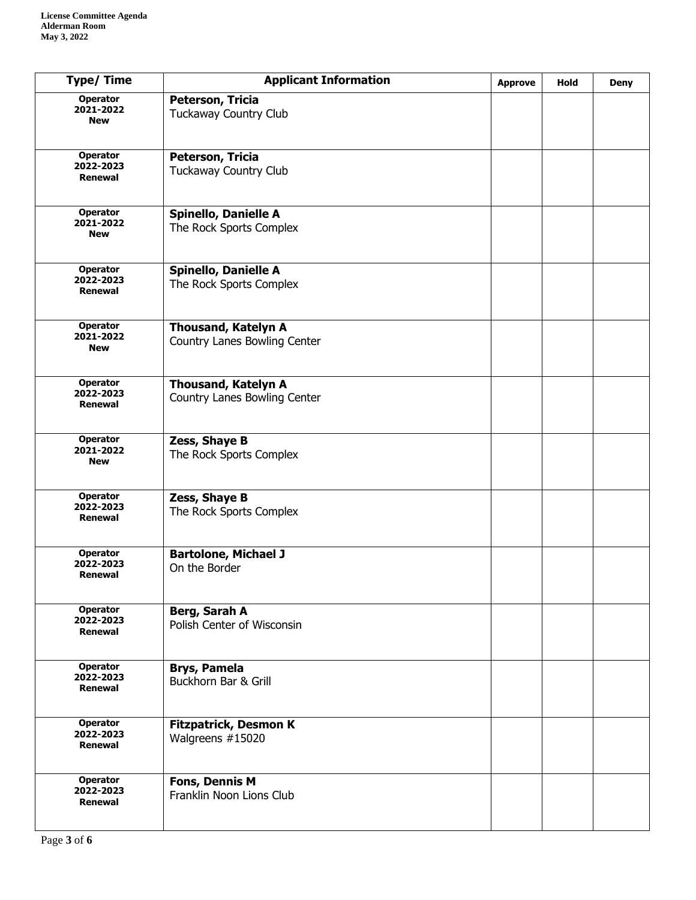| Type/ Time | Applicant Information | Approve | Hold | Deny |
|---|---|---|---|---|
| **Operator 2021-2022 New** | **Peterson, Tricia** Tuckaway Country Club | | | |
| **Operator 2022-2023 Renewal** | **Peterson, Tricia** Tuckaway Country Club | | | |
| **Operator 2021-2022 New** | **Spinello, Danielle A** The Rock Sports Complex | | | |
| **Operator 2022-2023 Renewal** | **Spinello, Danielle A** The Rock Sports Complex | | | |
| **Operator 2021-2022 New** | **Thousand, Katelyn A** Country Lanes Bowling Center | | | |
| **Operator 2022-2023 Renewal** | **Thousand, Katelyn A** Country Lanes Bowling Center | | | |
| **Operator 2021-2022 New** | **Zess, Shaye B** The Rock Sports Complex | | | |
| **Operator 2022-2023 Renewal** | **Zess, Shaye B** The Rock Sports Complex | | | |
| **Operator 2022-2023 Renewal** | **Bartolone, Michael J** On the Border | | | |
| **Operator 2022-2023 Renewal** | **Berg, Sarah A** Polish Center of Wisconsin | | | |
| **Operator 2022-2023 Renewal** | **Brys, Pamela** Buckhorn Bar & Grill | | | |
| **Operator 2022-2023 Renewal** | **Fitzpatrick, Desmon K** Walgreens #15020 | | | |
| **Operator 2022-2023 Renewal** | **Fons, Dennis M** Franklin Noon Lions Club | | | |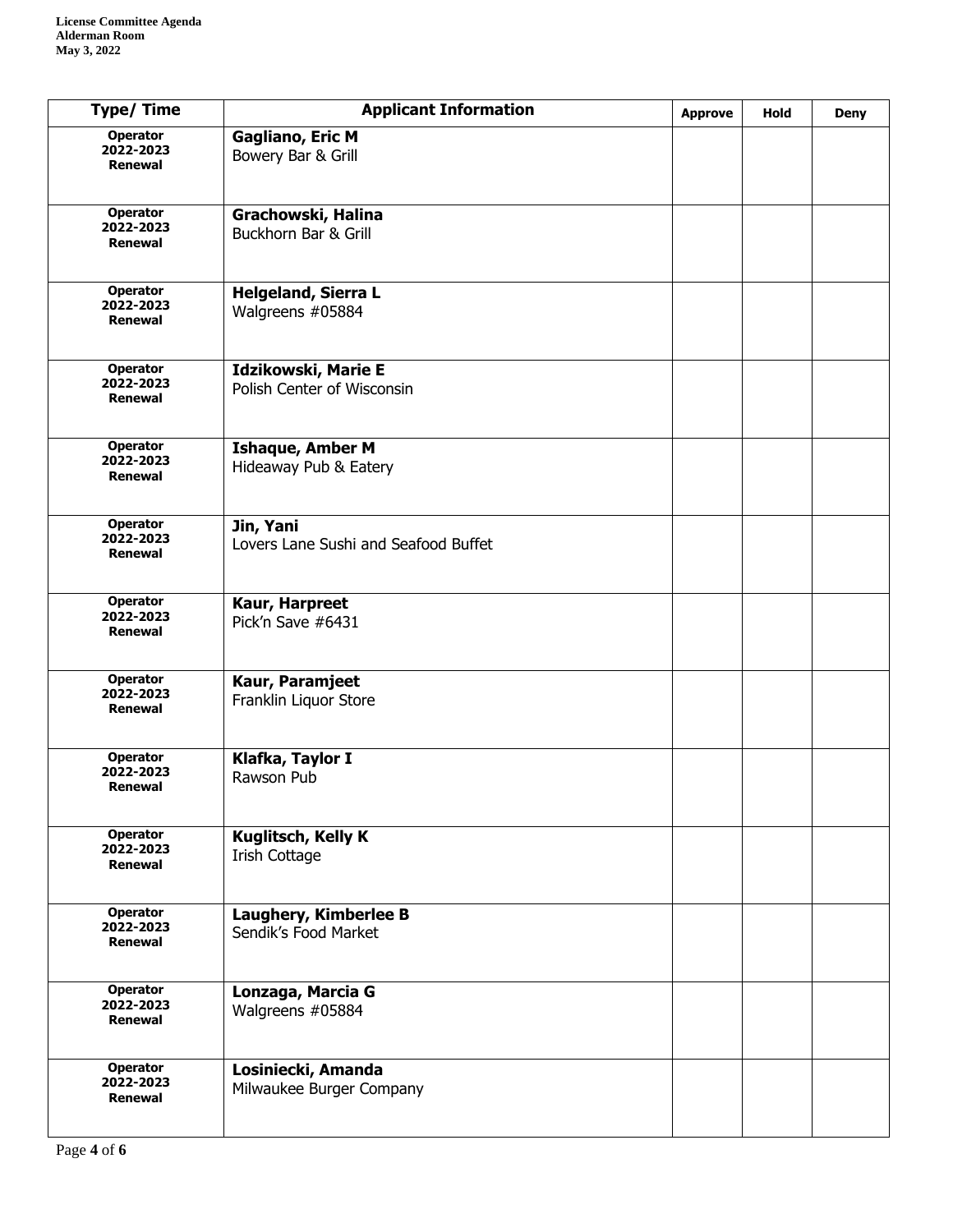| Type/ Time | Applicant Information | Approve | Hold | Deny |
|---|---|---|---|---|
| **Operator 2022-2023 Renewal** | **Gagliano, Eric M** Bowery Bar & Grill | | | |
| **Operator 2022-2023 Renewal** | **Grachowski, Halina** Buckhorn Bar & Grill | | | |
| **Operator 2022-2023 Renewal** | **Helgeland, Sierra L** Walgreens #05884 | | | |
| **Operator 2022-2023 Renewal** | **Idzikowski, Marie E** Polish Center of Wisconsin | | | |
| **Operator 2022-2023 Renewal** | **Ishaque, Amber M** Hideaway Pub & Eatery | | | |
| **Operator 2022-2023 Renewal** | **Jin, Yani** Lovers Lane Sushi and Seafood Buffet | | | |
| **Operator 2022-2023 Renewal** | **Kaur, Harpreet** Pick'n Save #6431 | | | |
| **Operator 2022-2023 Renewal** | **Kaur, Paramjeet** Franklin Liquor Store | | | |
| **Operator 2022-2023 Renewal** | **Klafka, Taylor I** Rawson Pub | | | |
| **Operator 2022-2023 Renewal** | **Kuglitsch, Kelly K** Irish Cottage | | | |
| **Operator 2022-2023 Renewal** | **Laughery, Kimberlee B** Sendik's Food Market | | | |
| **Operator 2022-2023 Renewal** | **Lonzaga, Marcia G** Walgreens #05884 | | | |
| **Operator 2022-2023 Renewal** | **Losiniecki, Amanda** Milwaukee Burger Company | | | |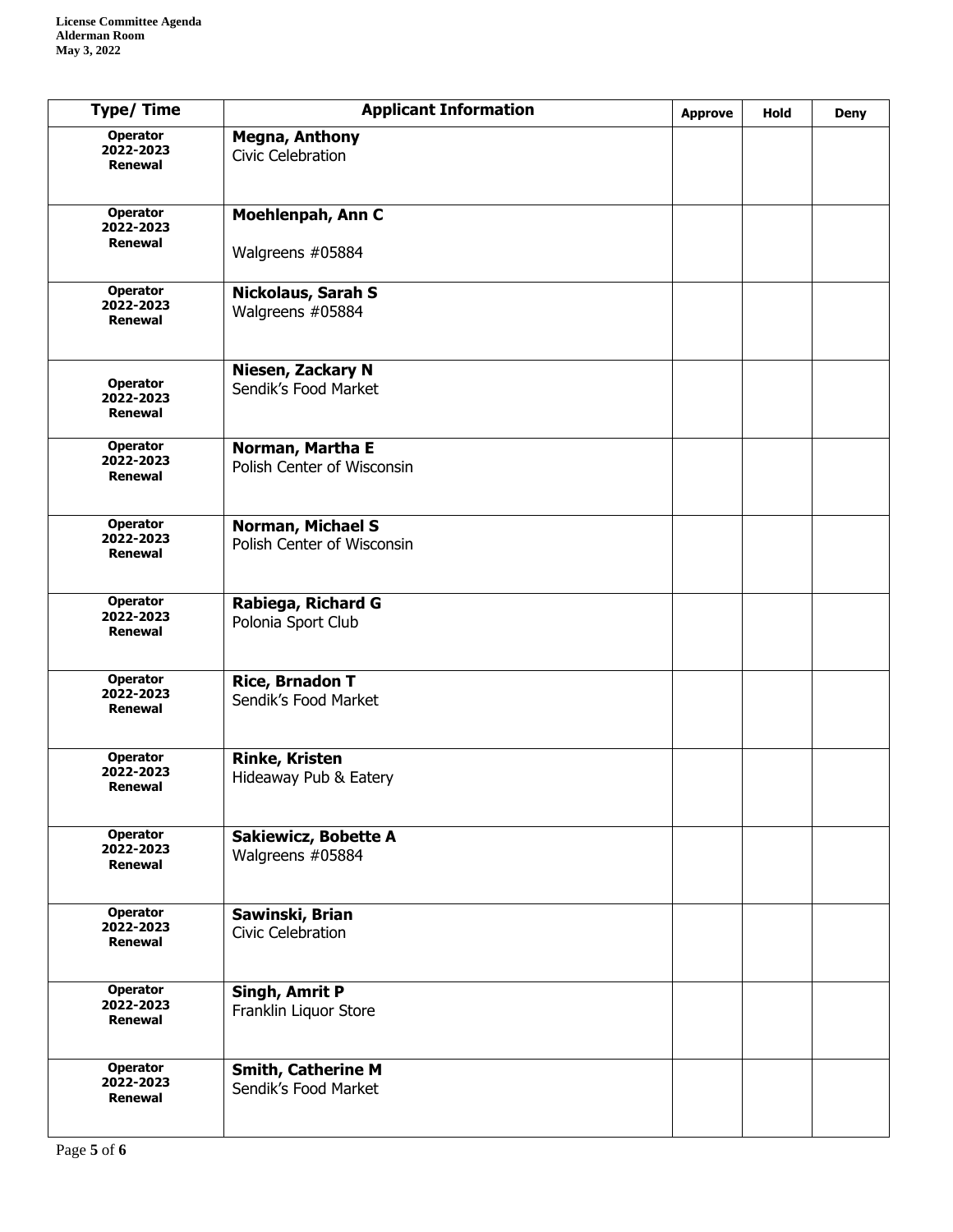| Type/ Time | Applicant Information | Approve | Hold | Deny |
|---|---|---|---|---|
| **Operator 2022-2023 Renewal** | **Megna, Anthony** Civic Celebration | | | |
| **Operator 2022-2023 Renewal** | **Moehlenpah, Ann C** Walgreens #05884 | | | |
| **Operator 2022-2023 Renewal** | **Nickolaus, Sarah S** Walgreens #05884 | | | |
| **Operator 2022-2023 Renewal** | **Niesen, Zackary N** Sendik's Food Market | | | |
| **Operator 2022-2023 Renewal** | **Norman, Martha E** Polish Center of Wisconsin | | | |
| **Operator 2022-2023 Renewal** | **Norman, Michael S** Polish Center of Wisconsin | | | |
| **Operator 2022-2023 Renewal** | **Rabiega, Richard G** Polonia Sport Club | | | |
| **Operator 2022-2023 Renewal** | **Rice, Brnadon T** Sendik's Food Market | | | |
| **Operator 2022-2023 Renewal** | **Rinke, Kristen** Hideaway Pub & Eatery | | | |
| **Operator 2022-2023 Renewal** | **Sakiewicz, Bobette A** Walgreens #05884 | | | |
| **Operator 2022-2023 Renewal** | **Sawinski, Brian** Civic Celebration | | | |
| **Operator 2022-2023 Renewal** | **Singh, Amrit P** Franklin Liquor Store | | | |
| **Operator 2022-2023 Renewal** | **Smith, Catherine M** Sendik's Food Market | | | |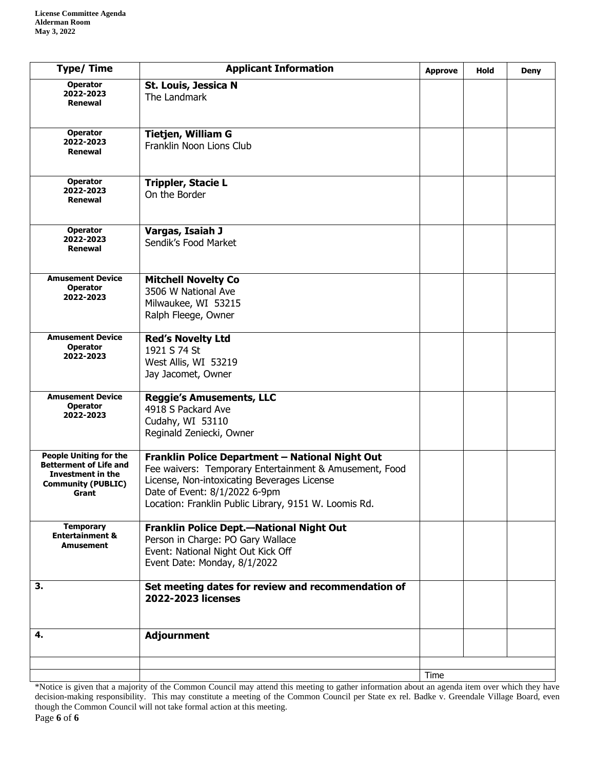| Type/ Time | Applicant Information | Approve | Hold | Deny |
|---|---|---|---|---|
| **Operator 2022-2023 Renewal** | **St. Louis, Jessica N**<br>The Landmark | | | |
| **Operator 2022-2023 Renewal** | **Tietjen, William G**<br>Franklin Noon Lions Club | | | |
| **Operator 2022-2023 Renewal** | **Trippler, Stacie L**<br>On the Border | | | |
| **Operator 2022-2023 Renewal** | **Vargas, Isaiah J**<br>Sendik's Food Market | | | |
| **Amusement Device Operator 2022-2023** | **Mitchell Novelty Co**<br>3506 W National Ave<br>Milwaukee, WI 53215<br>Ralph Fleege, Owner | | | |
| **Amusement Device Operator 2022-2023** | **Red's Novelty Ltd**<br>1921 S 74 St<br>West Allis, WI 53219<br>Jay Jacomet, Owner | | | |
| **Amusement Device Operator 2022-2023** | **Reggie's Amusements, LLC**<br>4918 S Packard Ave<br>Cudahy, WI 53110<br>Reginald Zeniecki, Owner | | | |
| **People Uniting for the Betterment of Life and Investment in the Community (PUBLIC) Grant** | **Franklin Police Department – National Night Out**<br>Fee waivers: Temporary Entertainment & Amusement, Food License, Non-intoxicating Beverages License<br>Date of Event: 8/1/2022 6-9pm<br>Location: Franklin Public Library, 9151 W. Loomis Rd. | | | |
| **Temporary Entertainment & Amusement** | **Franklin Police Dept.—National Night Out**<br>Person in Charge: PO Gary Wallace<br>Event: National Night Out Kick Off<br>Event Date: Monday, 8/1/2022 | | | |
| **3.** | **Set meeting dates for review and recommendation of 2022-2023 licenses** | | | |
| **4.** | **Adjournment** | | | |
| | | | | |
| | | Time | | |

*Notice is given that a majority of the Common Council may attend this meeting to gather information about an agenda item over which they have decision-making responsibility. This may constitute a meeting of the Common Council per State ex rel. Badke v. Greendale Village Board, even though the Common Council will not take formal action at this meeting.